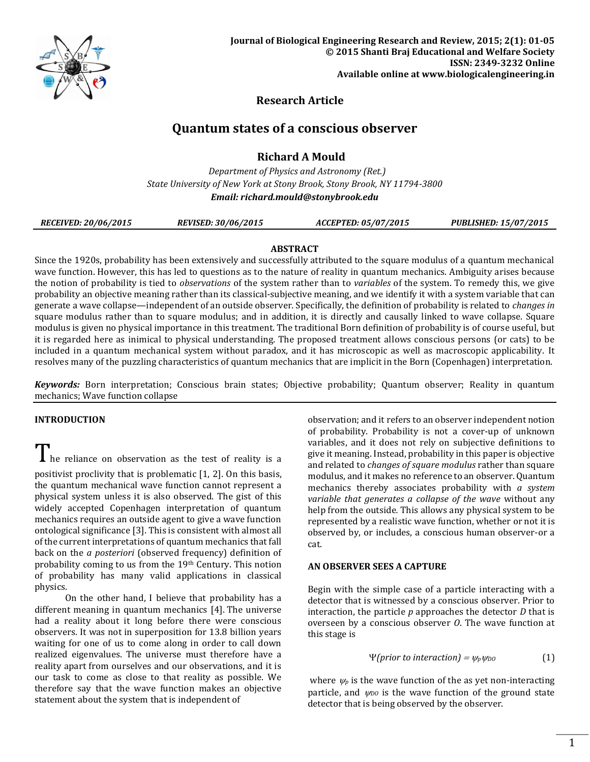Journal of Biological Engineering Research and Review, 2015; 2(1): 01-05
© 2015 Shanti Braj Educational and Welfare Society
ISSN: 2349-3232 Online
Available online at www.biologicalengineering.in

**Research Article**

# Quantum states of a conscious observer

**Richard A Mould**

*Department of Physics and Astronomy (Ret.)*
*State University of New York at Stony Brook, Stony Brook, NY 11794-3800*
***Email: richard.mould@stonybrook.edu***

*RECEIVED: 20/06/2015* | *REVISED: 30/06/2015* | *ACCEPTED: 05/07/2015* | *PUBLISHED: 15/07/2015*

## ABSTRACT

Since the 1920s, probability has been extensively and successfully attributed to the square modulus of a quantum mechanical wave function. However, this has led to questions as to the nature of reality in quantum mechanics. Ambiguity arises because the notion of probability is tied to *observations* of the system rather than to *variables* of the system. To remedy this, we give probability an objective meaning rather than its classical-subjective meaning, and we identify it with a system variable that can generate a wave collapse—independent of an outside observer. Specifically, the definition of probability is related to *changes in* square modulus rather than to square modulus; and in addition, it is directly and causally linked to wave collapse. Square modulus is given no physical importance in this treatment. The traditional Born definition of probability is of course useful, but it is regarded here as inimical to physical understanding. The proposed treatment allows conscious persons (or cats) to be included in a quantum mechanical system without paradox, and it has microscopic as well as macroscopic applicability. It resolves many of the puzzling characteristics of quantum mechanics that are implicit in the Born (Copenhagen) interpretation.

***Keywords:*** Born interpretation; Conscious brain states; Objective probability; Quantum observer; Reality in quantum mechanics; Wave function collapse

## INTRODUCTION

The reliance on observation as the test of reality is a positivist proclivity that is problematic [1, 2]. On this basis, the quantum mechanical wave function cannot represent a physical system unless it is also observed. The gist of this widely accepted Copenhagen interpretation of quantum mechanics requires an outside agent to give a wave function ontological significance [3]. This is consistent with almost all of the current interpretations of quantum mechanics that fall back on the *a posteriori* (observed frequency) definition of probability coming to us from the 19th Century. This notion of probability has many valid applications in classical physics.

On the other hand, I believe that probability has a different meaning in quantum mechanics [4]. The universe had a reality about it long before there were conscious observers. It was not in superposition for 13.8 billion years waiting for one of us to come along in order to call down realized eigenvalues. The universe must therefore have a reality apart from ourselves and our observations, and it is our task to come as close to that reality as possible. We therefore say that the wave function makes an objective statement about the system that is independent of observation; and it refers to an observer independent notion of probability. Probability is not a cover-up of unknown variables, and it does not rely on subjective definitions to give it meaning. Instead, probability in this paper is objective and related to *changes of square modulus* rather than square modulus, and it makes no reference to an observer. Quantum mechanics thereby associates probability with *a system variable that generates a collapse of the wave* without any help from the outside. This allows any physical system to be represented by a realistic wave function, whether or not it is observed by, or includes, a conscious human observer-or a cat.

## AN OBSERVER SEES A CAPTURE

Begin with the simple case of a particle interacting with a detector that is witnessed by a conscious observer. Prior to interaction, the particle $p$ approaches the detector $D$ that is overseen by a conscious observer $O$. The wave function at this stage is

$$\Psi(\text{prior to interaction}) = \psi_p \psi_{DO} \qquad (1)$$

where $\psi_p$ is the wave function of the as yet non-interacting particle, and $\psi_{DO}$ is the wave function of the ground state detector that is being observed by the observer.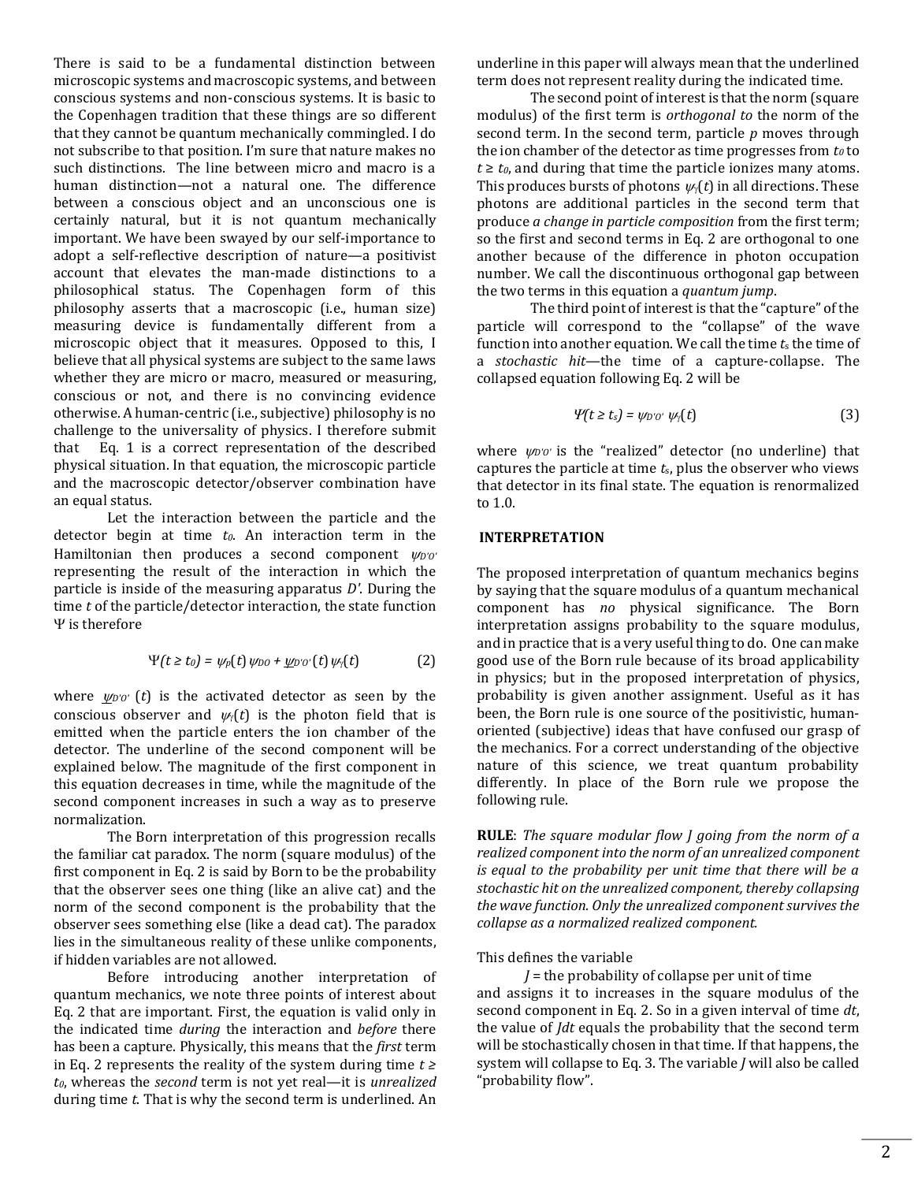There is said to be a fundamental distinction between microscopic systems and macroscopic systems, and between conscious systems and non-conscious systems. It is basic to the Copenhagen tradition that these things are so different that they cannot be quantum mechanically commingled. I do not subscribe to that position. I'm sure that nature makes no such distinctions. The line between micro and macro is a human distinction—not a natural one. The difference between a conscious object and an unconscious one is certainly natural, but it is not quantum mechanically important. We have been swayed by our self-importance to adopt a self-reflective description of nature—a positivist account that elevates the man-made distinctions to a philosophical status. The Copenhagen form of this philosophy asserts that a macroscopic (i.e., human size) measuring device is fundamentally different from a microscopic object that it measures. Opposed to this, I believe that all physical systems are subject to the same laws whether they are micro or macro, measured or measuring, conscious or not, and there is no convincing evidence otherwise. A human-centric (i.e., subjective) philosophy is no challenge to the universality of physics. I therefore submit that Eq. 1 is a correct representation of the described physical situation. In that equation, the microscopic particle and the macroscopic detector/observer combination have an equal status.

Let the interaction between the particle and the detector begin at time $t_0$. An interaction term in the Hamiltonian then produces a second component $\psi_{D'O'}$ representing the result of the interaction in which the particle is inside of the measuring apparatus $D'$. During the time $t$ of the particle/detector interaction, the state function $\Psi$ is therefore

$$\Psi(t \geq t_0) = \psi_p(t)\,\psi_{DO} + \underline{\psi}_{D'O'}(t)\,\psi_\gamma(t) \qquad (2)$$

where $\underline{\psi}_{D'O'}(t)$ is the activated detector as seen by the conscious observer and $\psi_\gamma(t)$ is the photon field that is emitted when the particle enters the ion chamber of the detector. The underline of the second component will be explained below. The magnitude of the first component in this equation decreases in time, while the magnitude of the second component increases in such a way as to preserve normalization.

The Born interpretation of this progression recalls the familiar cat paradox. The norm (square modulus) of the first component in Eq. 2 is said by Born to be the probability that the observer sees one thing (like an alive cat) and the norm of the second component is the probability that the observer sees something else (like a dead cat). The paradox lies in the simultaneous reality of these unlike components, if hidden variables are not allowed.

Before introducing another interpretation of quantum mechanics, we note three points of interest about Eq. 2 that are important. First, the equation is valid only in the indicated time *during* the interaction and *before* there has been a capture. Physically, this means that the *first* term in Eq. 2 represents the reality of the system during time $t \geq t_0$, whereas the *second* term is not yet real—it is *unrealized* during time $t$. That is why the second term is underlined. An underline in this paper will always mean that the underlined term does not represent reality during the indicated time.

The second point of interest is that the norm (square modulus) of the first term is *orthogonal to* the norm of the second term. In the second term, particle $p$ moves through the ion chamber of the detector as time progresses from $t_0$ to $t \geq t_0$, and during that time the particle ionizes many atoms. This produces bursts of photons $\psi_\gamma(t)$ in all directions. These photons are additional particles in the second term that produce *a change in particle composition* from the first term; so the first and second terms in Eq. 2 are orthogonal to one another because of the difference in photon occupation number. We call the discontinuous orthogonal gap between the two terms in this equation a *quantum jump*.

The third point of interest is that the "capture" of the particle will correspond to the "collapse" of the wave function into another equation. We call the time $t_s$ the time of a *stochastic hit*—the time of a capture-collapse. The collapsed equation following Eq. 2 will be

$$\Psi(t \geq t_s) = \psi_{D'O'}\,\psi_\gamma(t) \qquad (3)$$

where $\psi_{D'O'}$ is the "realized" detector (no underline) that captures the particle at time $t_s$, plus the observer who views that detector in its final state. The equation is renormalized to 1.0.

## INTERPRETATION

The proposed interpretation of quantum mechanics begins by saying that the square modulus of a quantum mechanical component has *no* physical significance. The Born interpretation assigns probability to the square modulus, and in practice that is a very useful thing to do. One can make good use of the Born rule because of its broad applicability in physics; but in the proposed interpretation of physics, probability is given another assignment. Useful as it has been, the Born rule is one source of the positivistic, human-oriented (subjective) ideas that have confused our grasp of the mechanics. For a correct understanding of the objective nature of this science, we treat quantum probability differently. In place of the Born rule we propose the following rule.

**RULE**: *The square modular flow J going from the norm of a realized component into the norm of an unrealized component is equal to the probability per unit time that there will be a stochastic hit on the unrealized component, thereby collapsing the wave function. Only the unrealized component survives the collapse as a normalized realized component.*

This defines the variable

$J$ = the probability of collapse per unit of time

and assigns it to increases in the square modulus of the second component in Eq. 2. So in a given interval of time $dt$, the value of $Jdt$ equals the probability that the second term will be stochastically chosen in that time. If that happens, the system will collapse to Eq. 3. The variable $J$ will also be called "probability flow".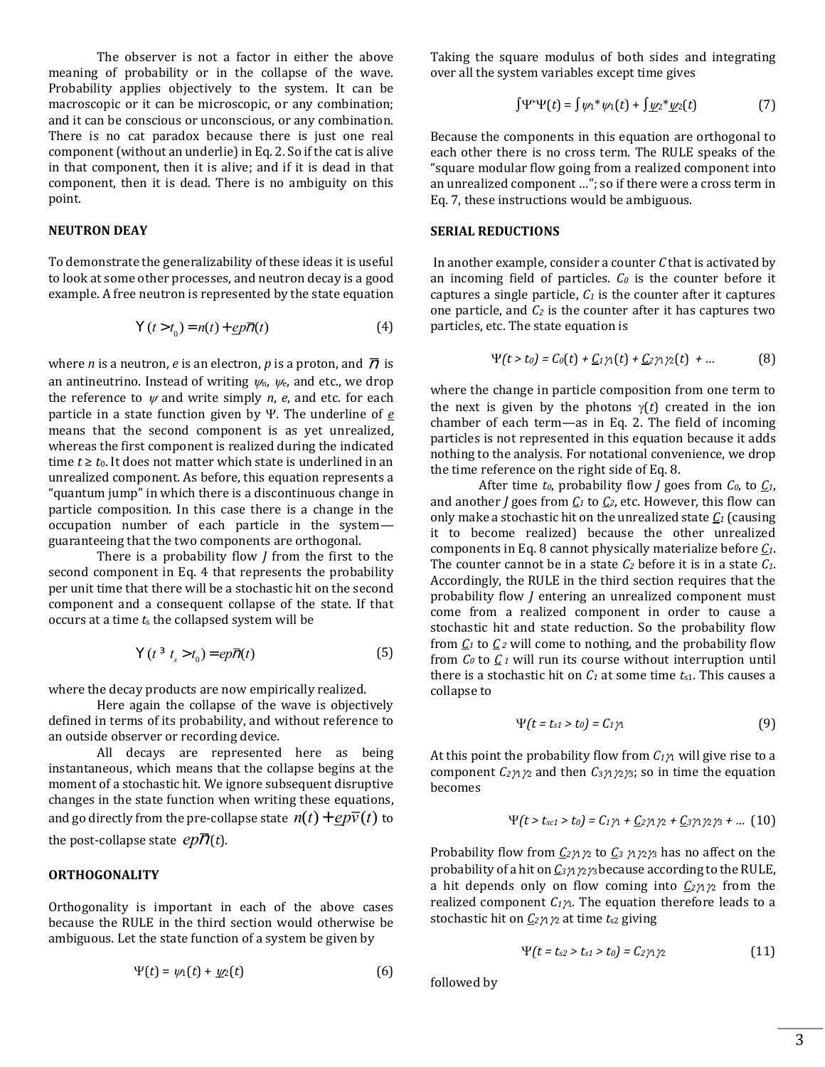The observer is not a factor in either the above meaning of probability or in the collapse of the wave. Probability applies objectively to the system. It can be macroscopic or it can be microscopic, or any combination; and it can be conscious or unconscious, or any combination. There is no cat paradox because there is just one real component (without an underlie) in Eq. 2. So if the cat is alive in that component, then it is alive; and if it is dead in that component, then it is dead. There is no ambiguity on this point.

### NEUTRON DEAY

To demonstrate the generalizability of these ideas it is useful to look at some other processes, and neutron decay is a good example. A free neutron is represented by the state equation

$$\Psi(t > t_0) = n(t) + \underline{e}p\bar{n}(t) \tag{4}$$

where $n$ is a neutron, $e$ is an electron, $p$ is a proton, and $\bar{n}$ is an antineutrino. Instead of writing $\psi_n$, $\psi_e$, and etc., we drop the reference to $\psi$ and write simply $n$, $e$, and etc. for each particle in a state function given by $\Psi$. The underline of $\underline{e}$ means that the second component is as yet unrealized, whereas the first component is realized during the indicated time $t \geq t_0$. It does not matter which state is underlined in an unrealized component. As before, this equation represents a "quantum jump" in which there is a discontinuous change in particle composition. In this case there is a change in the occupation number of each particle in the system—guaranteeing that the two components are orthogonal.

There is a probability flow $J$ from the first to the second component in Eq. 4 that represents the probability per unit time that there will be a stochastic hit on the second component and a consequent collapse of the state. If that occurs at a time $t_s$ the collapsed system will be

$$\Psi(t \geq t_s > t_0) = ep\bar{n}(t) \tag{5}$$

where the decay products are now empirically realized.

Here again the collapse of the wave is objectively defined in terms of its probability, and without reference to an outside observer or recording device.

All decays are represented here as being instantaneous, which means that the collapse begins at the moment of a stochastic hit. We ignore subsequent disruptive changes in the state function when writing these equations, and go directly from the pre-collapse state $n(t) + \underline{e}p\bar{v}(t)$ to the post-collapse state $ep\bar{n}(t)$.

### ORTHOGONALITY

Orthogonality is important in each of the above cases because the RULE in the third section would otherwise be ambiguous. Let the state function of a system be given by

$$\Psi(t) = \psi_1(t) + \underline{\psi_2}(t) \tag{6}$$

Taking the square modulus of both sides and integrating over all the system variables except time gives

$$\int\Psi^*\Psi(t) = \int\psi_1^*\psi_1(t) + \int\underline{\psi_2}^*\underline{\psi_2}(t) \tag{7}$$

Because the components in this equation are orthogonal to each other there is no cross term. The RULE speaks of the "square modular flow going from a realized component into an unrealized component …"; so if there were a cross term in Eq. 7, these instructions would be ambiguous.

### SERIAL REDUCTIONS

In another example, consider a counter $C$ that is activated by an incoming field of particles. $C_0$ is the counter before it captures a single particle, $C_1$ is the counter after it captures one particle, and $C_2$ is the counter after it has captures two particles, etc. The state equation is

$$\Psi(t > t_0) = C_0(t) + \underline{C_1}\gamma_1(t) + \underline{C_2}\gamma_1\gamma_2(t) + \ldots \tag{8}$$

where the change in particle composition from one term to the next is given by the photons $\gamma(t)$ created in the ion chamber of each term—as in Eq. 2. The field of incoming particles is not represented in this equation because it adds nothing to the analysis. For notational convenience, we drop the time reference on the right side of Eq. 8.

After time $t_0$, probability flow $J$ goes from $C_0$, to $\underline{C_1}$, and another $J$ goes from $\underline{C_1}$ to $\underline{C_2}$, etc. However, this flow can only make a stochastic hit on the unrealized state $\underline{C_1}$ (causing it to become realized) because the other unrealized components in Eq. 8 cannot physically materialize before $\underline{C_1}$. The counter cannot be in a state $C_2$ before it is in a state $C_1$. Accordingly, the RULE in the third section requires that the probability flow $J$ entering an unrealized component must come from a realized component in order to cause a stochastic hit and state reduction. So the probability flow from $\underline{C_1}$ to $\underline{C_2}$ will come to nothing, and the probability flow from $C_0$ to $\underline{C_1}$ will run its course without interruption until there is a stochastic hit on $C_1$ at some time $t_{s1}$. This causes a collapse to

$$\Psi(t = t_{s1} > t_0) = C_1\gamma_1 \tag{9}$$

At this point the probability flow from $C_1\gamma_1$ will give rise to a component $C_2\gamma_1\gamma_2$ and then $C_3\gamma_1\gamma_2\gamma_3$; so in time the equation becomes

$$\Psi(t > t_{sc1} > t_0) = C_1\gamma_1 + \underline{C_2}\gamma_1\gamma_2 + \underline{C_3}\gamma_1\gamma_2\gamma_3 + \ldots \tag{10}$$

Probability flow from $\underline{C_2}\gamma_1\gamma_2$ to $\underline{C_3}\gamma_1\gamma_2\gamma_3$ has no affect on the probability of a hit on $\underline{C_3}\gamma_1\gamma_2\gamma_3$ because according to the RULE, a hit depends only on flow coming into $\underline{C_2}\gamma_1\gamma_2$ from the realized component $C_1\gamma_1$. The equation therefore leads to a stochastic hit on $\underline{C_2}\gamma_1\gamma_2$ at time $t_{s2}$ giving

$$\Psi(t = t_{s2} > t_{s1} > t_0) = C_2\gamma_1\gamma_2 \tag{11}$$

followed by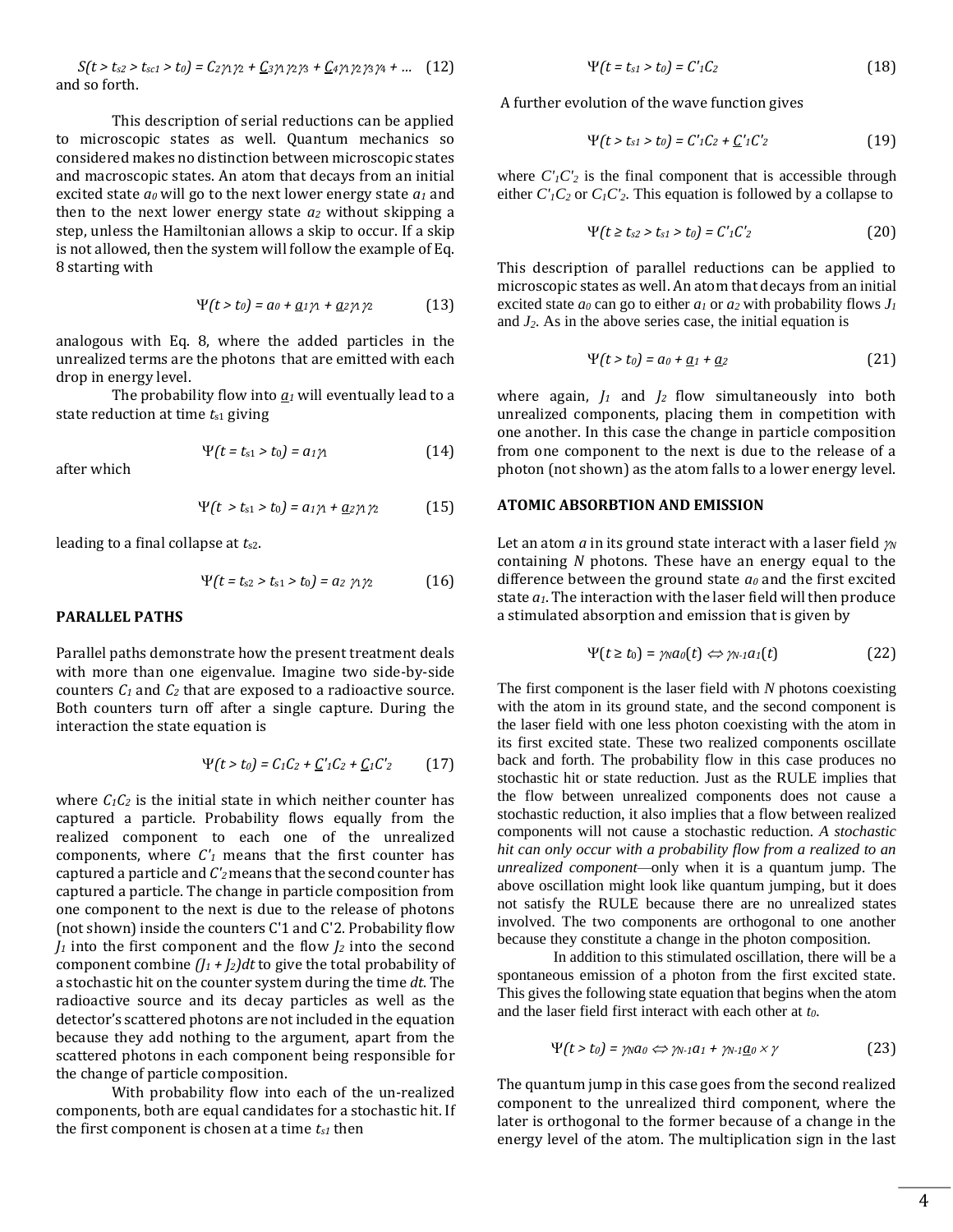$$S(t > t_{s2} > t_{sc1} > t_0) = C_2\gamma_1\gamma_2 + \underline{C}_3\gamma_1\gamma_2\gamma_3 + \underline{C}_4\gamma_1\gamma_2\gamma_3\gamma_4 + \ldots \quad (12)$$

and so forth.

This description of serial reductions can be applied to microscopic states as well. Quantum mechanics so considered makes no distinction between microscopic states and macroscopic states. An atom that decays from an initial excited state $a_0$ will go to the next lower energy state $a_1$ and then to the next lower energy state $a_2$ without skipping a step, unless the Hamiltonian allows a skip to occur. If a skip is not allowed, then the system will follow the example of Eq. 8 starting with

$$\Psi(t > t_0) = a_0 + \underline{a}_1\gamma_1 + \underline{a}_2\gamma_1\gamma_2 \quad (13)$$

analogous with Eq. 8, where the added particles in the unrealized terms are the photons that are emitted with each drop in energy level.

The probability flow into $\underline{a}_1$ will eventually lead to a state reduction at time $t_{s1}$ giving

$$\Psi(t = t_{s1} > t_0) = a_1\gamma_1 \quad (14)$$

after which

$$\Psi(t > t_{s1} > t_0) = a_1\gamma_1 + \underline{a}_2\gamma_1\gamma_2 \quad (15)$$

leading to a final collapse at $t_{s2}$.

$$\Psi(t = t_{s2} > t_{s1} > t_0) = a_2\, \gamma_1\gamma_2 \quad (16)$$

**PARALLEL PATHS**

Parallel paths demonstrate how the present treatment deals with more than one eigenvalue. Imagine two side-by-side counters $C_1$ and $C_2$ that are exposed to a radioactive source. Both counters turn off after a single capture. During the interaction the state equation is

$$\Psi(t > t_0) = C_1C_2 + \underline{C}'_1C_2 + \underline{C}_1C'_2 \quad (17)$$

where $C_1C_2$ is the initial state in which neither counter has captured a particle. Probability flows equally from the realized component to each one of the unrealized components, where $C'_1$ means that the first counter has captured a particle and $C'_2$ means that the second counter has captured a particle. The change in particle composition from one component to the next is due to the release of photons (not shown) inside the counters C'1 and C'2. Probability flow $J_1$ into the first component and the flow $J_2$ into the second component combine $(J_1 + J_2)dt$ to give the total probability of a stochastic hit on the counter system during the time $dt$. The radioactive source and its decay particles as well as the detector's scattered photons are not included in the equation because they add nothing to the argument, apart from the scattered photons in each component being responsible for the change of particle composition.

With probability flow into each of the un-realized components, both are equal candidates for a stochastic hit. If the first component is chosen at a time $t_{s1}$ then

$$\Psi(t = t_{s1} > t_0) = C'_1C_2 \quad (18)$$

A further evolution of the wave function gives

$$\Psi(t > t_{s1} > t_0) = C'_1C_2 + \underline{C}'_1C'_2 \quad (19)$$

where $C'_1C'_2$ is the final component that is accessible through either $C'_1C_2$ or $C_1C'_2$. This equation is followed by a collapse to

$$\Psi(t \geq t_{s2} > t_{s1} > t_0) = C'_1C'_2 \quad (20)$$

This description of parallel reductions can be applied to microscopic states as well. An atom that decays from an initial excited state $a_0$ can go to either $a_1$ or $a_2$ with probability flows $J_1$ and $J_2$. As in the above series case, the initial equation is

$$\Psi(t > t_0) = a_0 + \underline{a}_1 + \underline{a}_2 \quad (21)$$

where again, $J_1$ and $J_2$ flow simultaneously into both unrealized components, placing them in competition with one another. In this case the change in particle composition from one component to the next is due to the release of a photon (not shown) as the atom falls to a lower energy level.

**ATOMIC ABSORBTION AND EMISSION**

Let an atom $a$ in its ground state interact with a laser field $\gamma_N$ containing $N$ photons. These have an energy equal to the difference between the ground state $a_0$ and the first excited state $a_1$. The interaction with the laser field will then produce a stimulated absorption and emission that is given by

$$\Psi(t \geq t_0) = \gamma_N a_0(t) \Leftrightarrow \gamma_{N-1} a_1(t) \quad (22)$$

The first component is the laser field with $N$ photons coexisting with the atom in its ground state, and the second component is the laser field with one less photon coexisting with the atom in its first excited state. These two realized components oscillate back and forth. The probability flow in this case produces no stochastic hit or state reduction. Just as the RULE implies that the flow between unrealized components does not cause a stochastic reduction, it also implies that a flow between realized components will not cause a stochastic reduction. *A stochastic hit can only occur with a probability flow from a realized to an unrealized component*—only when it is a quantum jump. The above oscillation might look like quantum jumping, but it does not satisfy the RULE because there are no unrealized states involved. The two components are orthogonal to one another because they constitute a change in the photon composition.

In addition to this stimulated oscillation, there will be a spontaneous emission of a photon from the first excited state. This gives the following state equation that begins when the atom and the laser field first interact with each other at $t_0$.

$$\Psi(t > t_0) = \gamma_N a_0 \Leftrightarrow \gamma_{N-1} a_1 + \gamma_{N-1}\underline{a}_0 \times \gamma \quad (23)$$

The quantum jump in this case goes from the second realized component to the unrealized third component, where the later is orthogonal to the former because of a change in the energy level of the atom. The multiplication sign in the last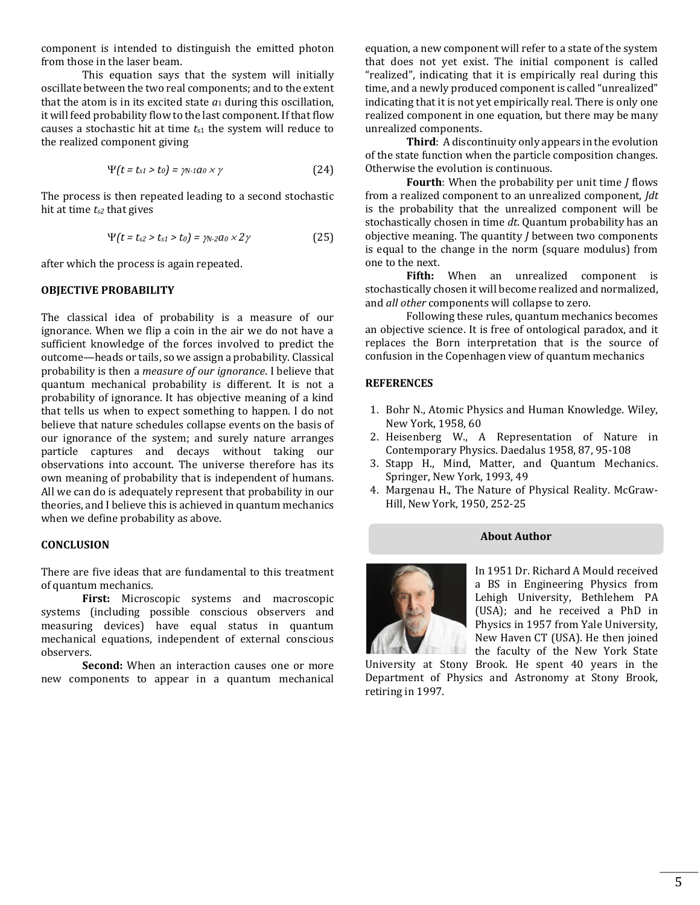component is intended to distinguish the emitted photon from those in the laser beam.

This equation says that the system will initially oscillate between the two real components; and to the extent that the atom is in its excited state $a_1$ during this oscillation, it will feed probability flow to the last component. If that flow causes a stochastic hit at time $t_{s1}$ the system will reduce to the realized component giving

$$\Psi(t = t_{s1} > t_0) = \gamma_{N-1} a_0 \times \gamma \tag{24}$$

The process is then repeated leading to a second stochastic hit at time $t_{s2}$ that gives

$$\Psi(t = t_{s2} > t_{s1} > t_0) = \gamma_{N-2} a_0 \times 2\gamma \tag{25}$$

after which the process is again repeated.

## OBJECTIVE PROBABILITY

The classical idea of probability is a measure of our ignorance. When we flip a coin in the air we do not have a sufficient knowledge of the forces involved to predict the outcome—heads or tails, so we assign a probability. Classical probability is then a *measure of our ignorance*. I believe that quantum mechanical probability is different. It is not a probability of ignorance. It has objective meaning of a kind that tells us when to expect something to happen. I do not believe that nature schedules collapse events on the basis of our ignorance of the system; and surely nature arranges particle captures and decays without taking our observations into account. The universe therefore has its own meaning of probability that is independent of humans. All we can do is adequately represent that probability in our theories, and I believe this is achieved in quantum mechanics when we define probability as above.

## CONCLUSION

There are five ideas that are fundamental to this treatment of quantum mechanics.

**First:** Microscopic systems and macroscopic systems (including possible conscious observers and measuring devices) have equal status in quantum mechanical equations, independent of external conscious observers.

**Second:** When an interaction causes one or more new components to appear in a quantum mechanical equation, a new component will refer to a state of the system that does not yet exist. The initial component is called "realized", indicating that it is empirically real during this time, and a newly produced component is called "unrealized" indicating that it is not yet empirically real. There is only one realized component in one equation, but there may be many unrealized components.

**Third**: A discontinuity only appears in the evolution of the state function when the particle composition changes. Otherwise the evolution is continuous.

**Fourth**: When the probability per unit time $J$ flows from a realized component to an unrealized component, $Jdt$ is the probability that the unrealized component will be stochastically chosen in time $dt$. Quantum probability has an objective meaning. The quantity $J$ between two components is equal to the change in the norm (square modulus) from one to the next.

**Fifth:** When an unrealized component is stochastically chosen it will become realized and normalized, and *all other* components will collapse to zero.

Following these rules, quantum mechanics becomes an objective science. It is free of ontological paradox, and it replaces the Born interpretation that is the source of confusion in the Copenhagen view of quantum mechanics

## REFERENCES

1. Bohr N., Atomic Physics and Human Knowledge. Wiley, New York, 1958, 60
2. Heisenberg W., A Representation of Nature in Contemporary Physics. Daedalus 1958, 87, 95-108
3. Stapp H., Mind, Matter, and Quantum Mechanics. Springer, New York, 1993, 49
4. Margenau H., The Nature of Physical Reality. McGraw-Hill, New York, 1950, 252-25

## About Author

In 1951 Dr. Richard A Mould received a BS in Engineering Physics from Lehigh University, Bethlehem PA (USA); and he received a PhD in Physics in 1957 from Yale University, New Haven CT (USA). He then joined the faculty of the New York State University at Stony Brook. He spent 40 years in the Department of Physics and Astronomy at Stony Brook, retiring in 1997.